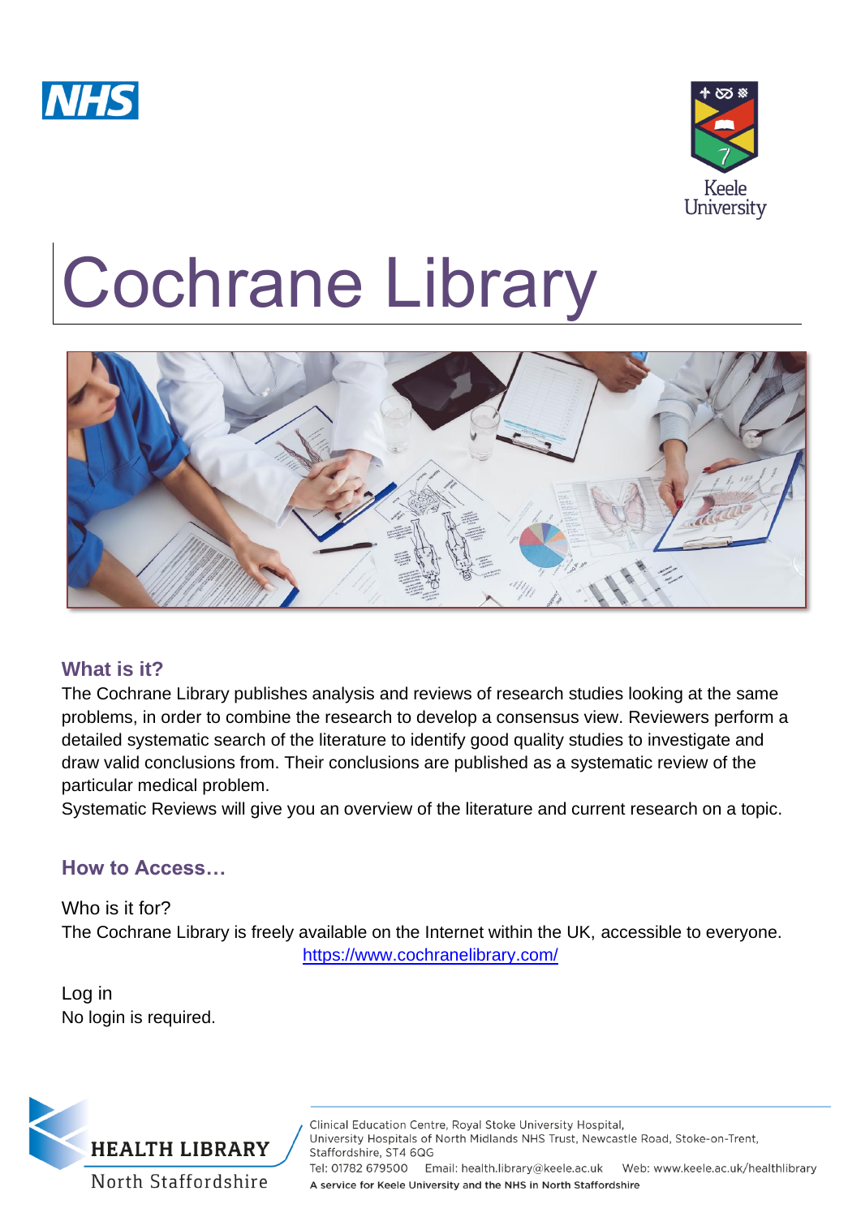# Cochrane Library

## What is it?

The Cochrane Library publishes analysis and reviews of research studies looking at the same problems, in order to combine the research to develop a consensus view. Reviewers perform a detailed systematic search of the literature to identify good quality studies to investigate and draw valid conclusions from. Their conclusions are published as a systematic review of the particular medical problem.

Systematic Reviews will give you an overview of the literature and current research on a topic.

## How to Access…

Who is it for?

The Cochrane Library is freely available on the Internet within the UK, accessible to everyone.

https://www.cochranelibrary.com/

Log in

No login is required.

HEALTH LIBRARY North Staffordshire

Clinical Education Centre, Royal Stoke University Hospital, University Hospitals of North Midlands NHS Trust, Newcastle Road, Stoke-on-Trent, Staffordshire, ST4 6QG

Tel: 01782 679500 Email: health.library@keele.ac.uk Web: www.keele.ac.uk/healthlibrary

A service for Keele University and the NHS in North Staffordshire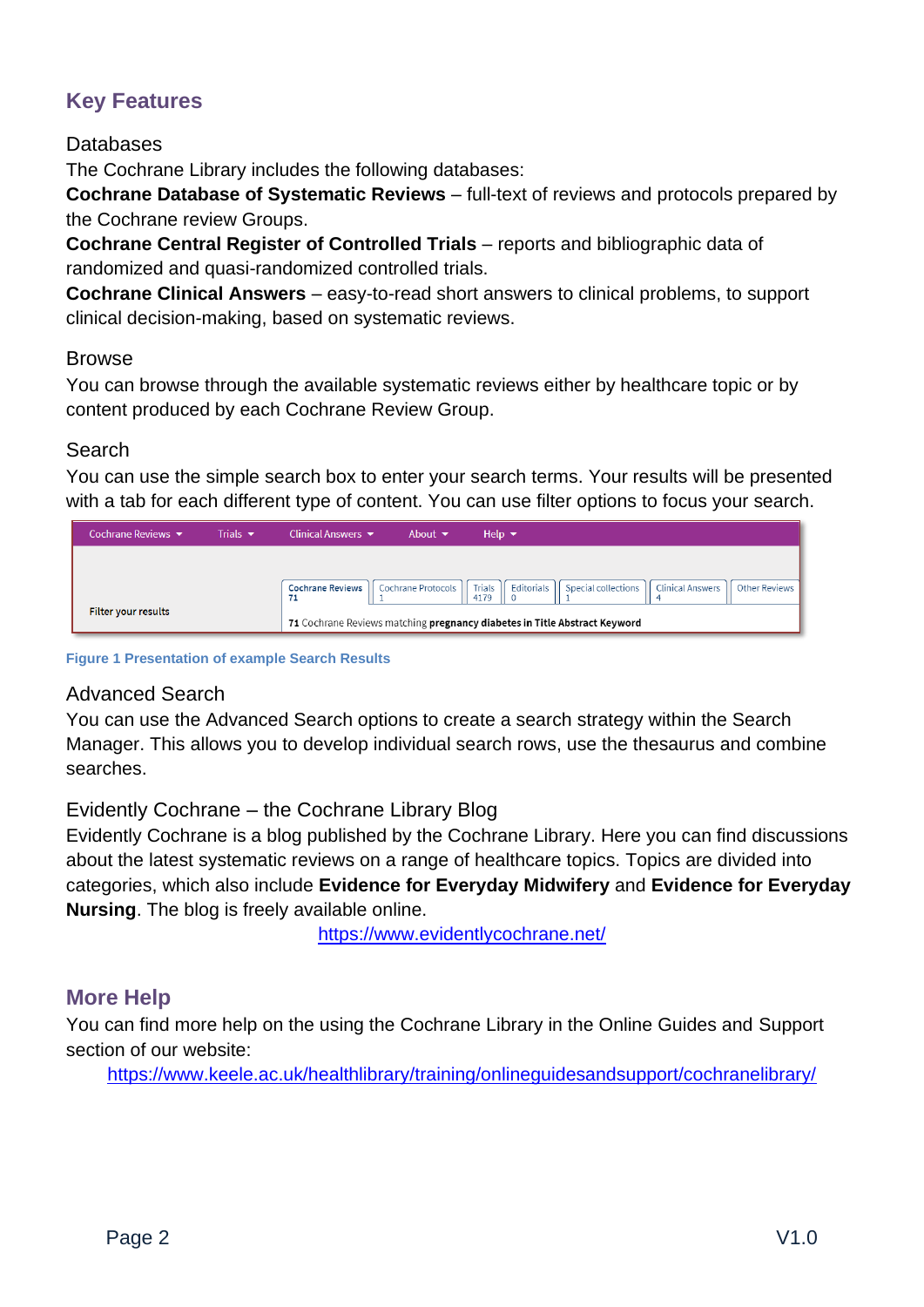## Key Features

### Databases

The Cochrane Library includes the following databases:

**Cochrane Database of Systematic Reviews** – full-text of reviews and protocols prepared by the Cochrane review Groups.

**Cochrane Central Register of Controlled Trials** – reports and bibliographic data of randomized and quasi-randomized controlled trials.

**Cochrane Clinical Answers** – easy-to-read short answers to clinical problems, to support clinical decision-making, based on systematic reviews.

### Browse

You can browse through the available systematic reviews either by healthcare topic or by content produced by each Cochrane Review Group.

### Search

You can use the simple search box to enter your search terms. Your results will be presented with a tab for each different type of content. You can use filter options to focus your search.

**Figure 1 Presentation of example Search Results**

### Advanced Search

You can use the Advanced Search options to create a search strategy within the Search Manager. This allows you to develop individual search rows, use the thesaurus and combine searches.

### Evidently Cochrane – the Cochrane Library Blog

Evidently Cochrane is a blog published by the Cochrane Library. Here you can find discussions about the latest systematic reviews on a range of healthcare topics. Topics are divided into categories, which also include **Evidence for Everyday Midwifery** and **Evidence for Everyday Nursing**. The blog is freely available online.

https://www.evidentlycochrane.net/

## More Help

You can find more help on the using the Cochrane Library in the Online Guides and Support section of our website:

https://www.keele.ac.uk/healthlibrary/training/onlineguidesandsupport/cochranelibrary/